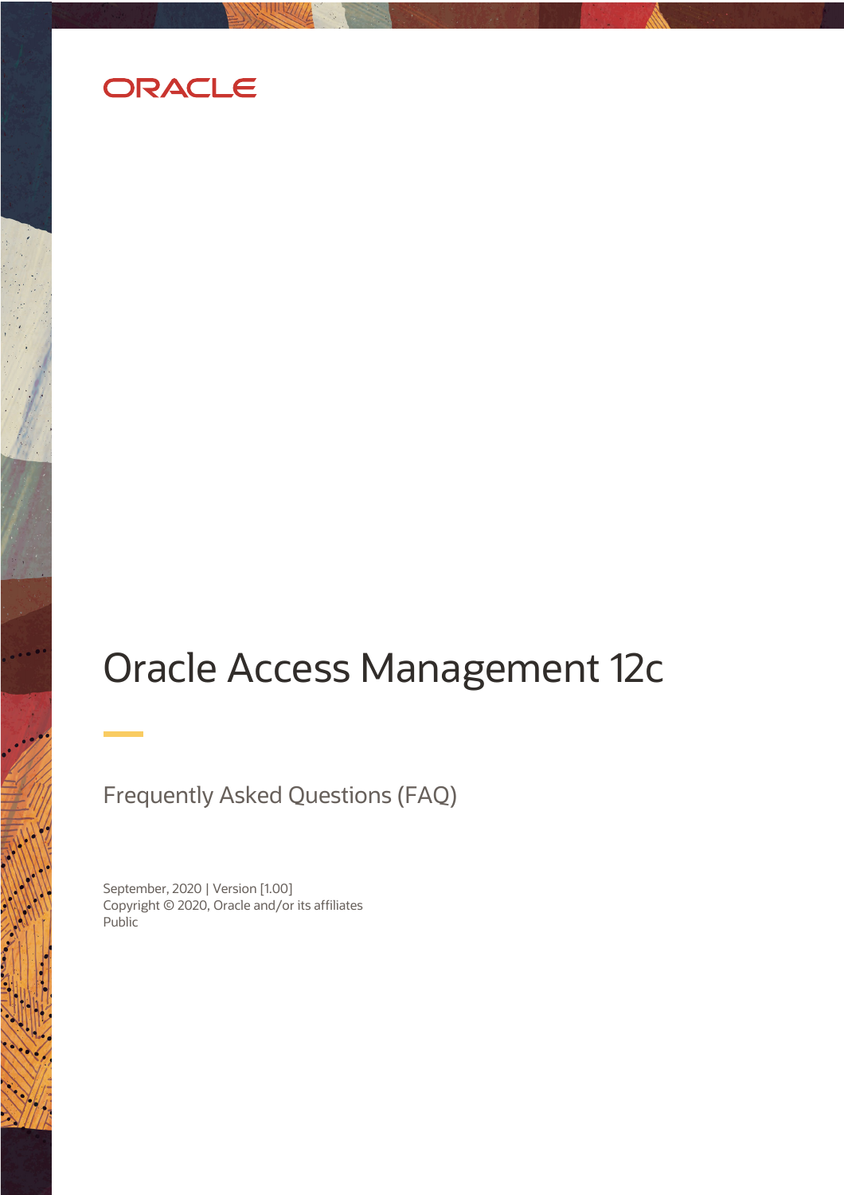ORACLE

# Oracle Access Management 12c

## Frequently Asked Questions (FAQ)

September, 2020 | Version [1.00]
Copyright © 2020, Oracle and/or its affiliates
Public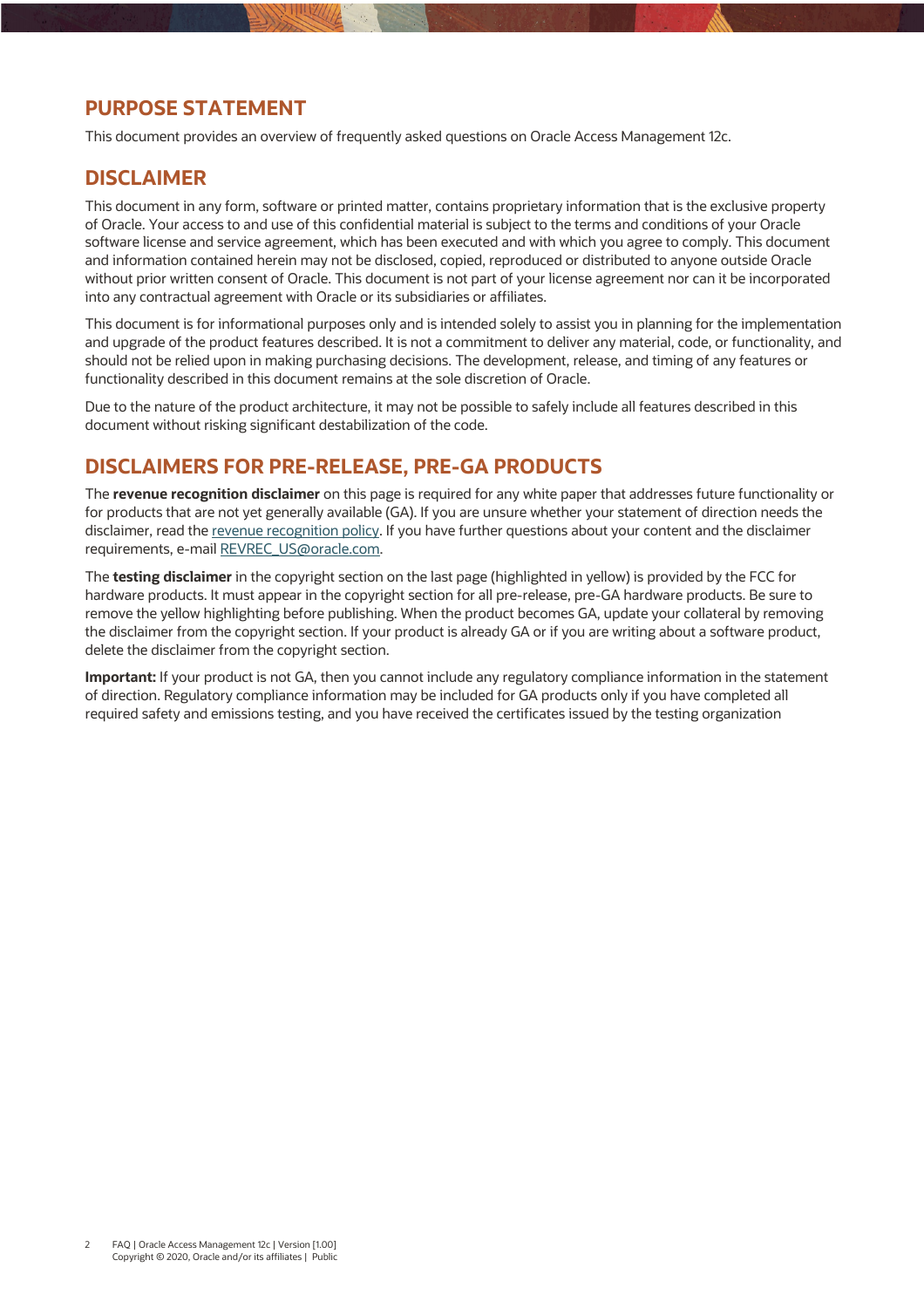## PURPOSE STATEMENT

This document provides an overview of frequently asked questions on Oracle Access Management 12c.

## DISCLAIMER

This document in any form, software or printed matter, contains proprietary information that is the exclusive property of Oracle. Your access to and use of this confidential material is subject to the terms and conditions of your Oracle software license and service agreement, which has been executed and with which you agree to comply. This document and information contained herein may not be disclosed, copied, reproduced or distributed to anyone outside Oracle without prior written consent of Oracle. This document is not part of your license agreement nor can it be incorporated into any contractual agreement with Oracle or its subsidiaries or affiliates.

This document is for informational purposes only and is intended solely to assist you in planning for the implementation and upgrade of the product features described. It is not a commitment to deliver any material, code, or functionality, and should not be relied upon in making purchasing decisions. The development, release, and timing of any features or functionality described in this document remains at the sole discretion of Oracle.

Due to the nature of the product architecture, it may not be possible to safely include all features described in this document without risking significant destabilization of the code.

## DISCLAIMERS FOR PRE-RELEASE, PRE-GA PRODUCTS

The **revenue recognition disclaimer** on this page is required for any white paper that addresses future functionality or for products that are not yet generally available (GA). If you are unsure whether your statement of direction needs the disclaimer, read the revenue recognition policy. If you have further questions about your content and the disclaimer requirements, e-mail REVREC_US@oracle.com.

The **testing disclaimer** in the copyright section on the last page (highlighted in yellow) is provided by the FCC for hardware products. It must appear in the copyright section for all pre-release, pre-GA hardware products. Be sure to remove the yellow highlighting before publishing. When the product becomes GA, update your collateral by removing the disclaimer from the copyright section. If your product is already GA or if you are writing about a software product, delete the disclaimer from the copyright section.

**Important:** If your product is not GA, then you cannot include any regulatory compliance information in the statement of direction. Regulatory compliance information may be included for GA products only if you have completed all required safety and emissions testing, and you have received the certificates issued by the testing organization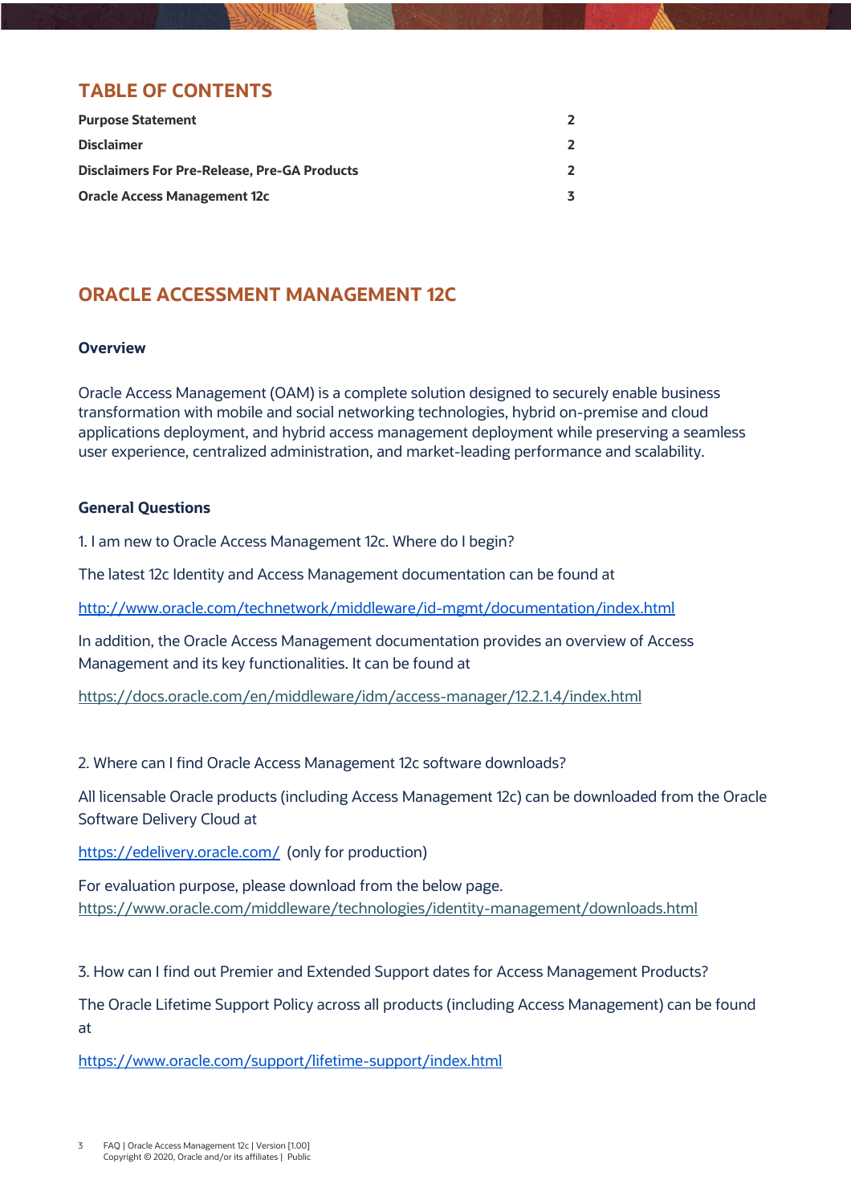## TABLE OF CONTENTS

| | |
|---|---|
| **Purpose Statement** | **2** |
| **Disclaimer** | **2** |
| **Disclaimers For Pre-Release, Pre-GA Products** | **2** |
| **Oracle Access Management 12c** | **3** |

## ORACLE ACCESSMENT MANAGEMENT 12C

### Overview

Oracle Access Management (OAM) is a complete solution designed to securely enable business transformation with mobile and social networking technologies, hybrid on-premise and cloud applications deployment, and hybrid access management deployment while preserving a seamless user experience, centralized administration, and market-leading performance and scalability.

### General Questions

1. I am new to Oracle Access Management 12c. Where do I begin?

The latest 12c Identity and Access Management documentation can be found at

http://www.oracle.com/technetwork/middleware/id-mgmt/documentation/index.html

In addition, the Oracle Access Management documentation provides an overview of Access Management and its key functionalities. It can be found at

https://docs.oracle.com/en/middleware/idm/access-manager/12.2.1.4/index.html

2. Where can I find Oracle Access Management 12c software downloads?

All licensable Oracle products (including Access Management 12c) can be downloaded from the Oracle Software Delivery Cloud at

https://edelivery.oracle.com/ (only for production)

For evaluation purpose, please download from the below page.
https://www.oracle.com/middleware/technologies/identity-management/downloads.html

3. How can I find out Premier and Extended Support dates for Access Management Products?

The Oracle Lifetime Support Policy across all products (including Access Management) can be found at

https://www.oracle.com/support/lifetime-support/index.html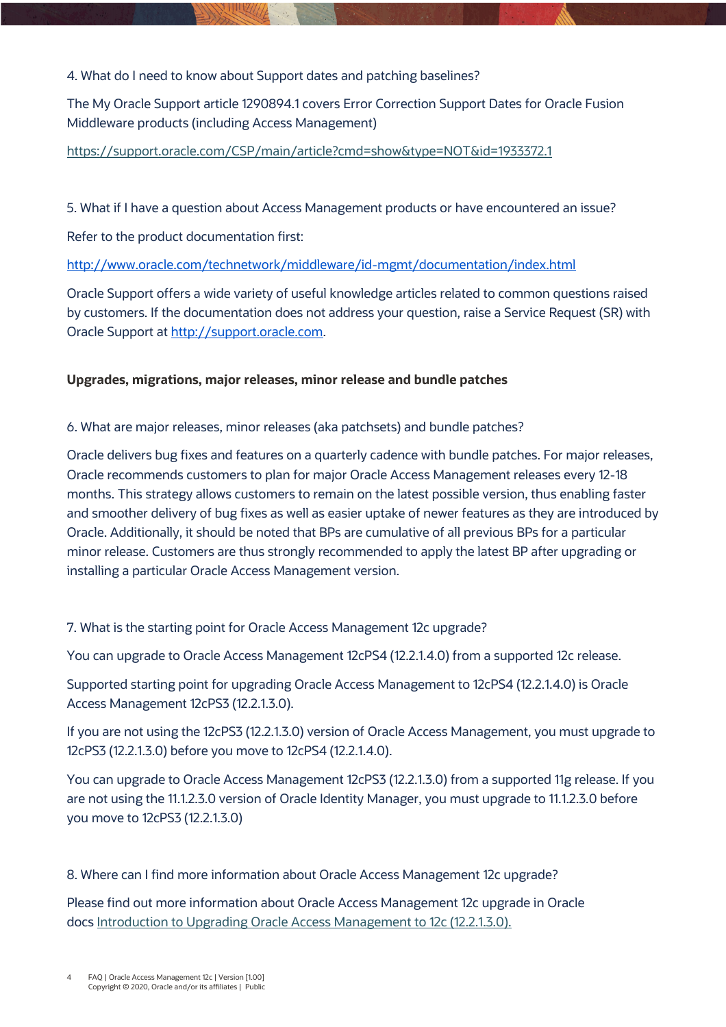4. What do I need to know about Support dates and patching baselines?

The My Oracle Support article 1290894.1 covers Error Correction Support Dates for Oracle Fusion Middleware products (including Access Management)

[https://support.oracle.com/CSP/main/article?cmd=show&type=NOT&id=1933372.1](https://support.oracle.com/CSP/main/article?cmd=show&type=NOT&id=1933372.1)

5. What if I have a question about Access Management products or have encountered an issue?

Refer to the product documentation first:

[http://www.oracle.com/technetwork/middleware/id-mgmt/documentation/index.html](http://www.oracle.com/technetwork/middleware/id-mgmt/documentation/index.html)

Oracle Support offers a wide variety of useful knowledge articles related to common questions raised by customers. If the documentation does not address your question, raise a Service Request (SR) with Oracle Support at [http://support.oracle.com](http://support.oracle.com).

**Upgrades, migrations, major releases, minor release and bundle patches**

6. What are major releases, minor releases (aka patchsets) and bundle patches?

Oracle delivers bug fixes and features on a quarterly cadence with bundle patches. For major releases, Oracle recommends customers to plan for major Oracle Access Management releases every 12-18 months. This strategy allows customers to remain on the latest possible version, thus enabling faster and smoother delivery of bug fixes as well as easier uptake of newer features as they are introduced by Oracle. Additionally, it should be noted that BPs are cumulative of all previous BPs for a particular minor release. Customers are thus strongly recommended to apply the latest BP after upgrading or installing a particular Oracle Access Management version.

7. What is the starting point for Oracle Access Management 12c upgrade?

You can upgrade to Oracle Access Management 12cPS4 (12.2.1.4.0) from a supported 12c release.

Supported starting point for upgrading Oracle Access Management to 12cPS4 (12.2.1.4.0) is Oracle Access Management 12cPS3 (12.2.1.3.0).

If you are not using the 12cPS3 (12.2.1.3.0) version of Oracle Access Management, you must upgrade to 12cPS3 (12.2.1.3.0) before you move to 12cPS4 (12.2.1.4.0).

You can upgrade to Oracle Access Management 12cPS3 (12.2.1.3.0) from a supported 11g release. If you are not using the 11.1.2.3.0 version of Oracle Identity Manager, you must upgrade to 11.1.2.3.0 before you move to 12cPS3 (12.2.1.3.0)

8. Where can I find more information about Oracle Access Management 12c upgrade?

Please find out more information about Oracle Access Management 12c upgrade in Oracle docs Introduction to Upgrading Oracle Access Management to 12c (12.2.1.3.0).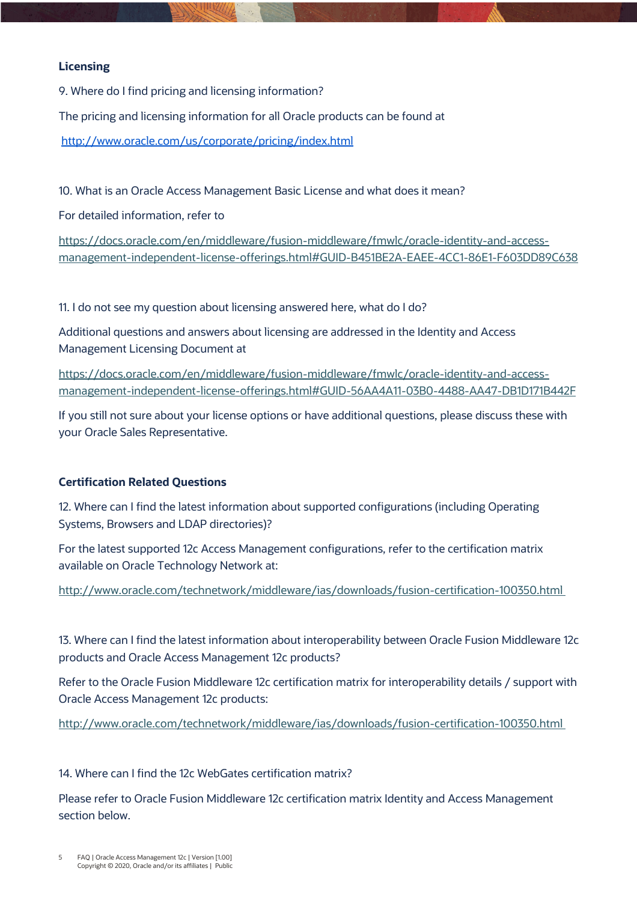## Licensing

9. Where do I find pricing and licensing information?

The pricing and licensing information for all Oracle products can be found at

http://www.oracle.com/us/corporate/pricing/index.html

10. What is an Oracle Access Management Basic License and what does it mean?

For detailed information, refer to

https://docs.oracle.com/en/middleware/fusion-middleware/fmwlc/oracle-identity-and-access-management-independent-license-offerings.html#GUID-B451BE2A-EAEE-4CC1-86E1-F603DD89C638

11. I do not see my question about licensing answered here, what do I do?

Additional questions and answers about licensing are addressed in the Identity and Access Management Licensing Document at

https://docs.oracle.com/en/middleware/fusion-middleware/fmwlc/oracle-identity-and-access-management-independent-license-offerings.html#GUID-56AA4A11-03B0-4488-AA47-DB1D171B442F

If you still not sure about your license options or have additional questions, please discuss these with your Oracle Sales Representative.

## Certification Related Questions

12. Where can I find the latest information about supported configurations (including Operating Systems, Browsers and LDAP directories)?

For the latest supported 12c Access Management configurations, refer to the certification matrix available on Oracle Technology Network at:

http://www.oracle.com/technetwork/middleware/ias/downloads/fusion-certification-100350.html

13. Where can I find the latest information about interoperability between Oracle Fusion Middleware 12c products and Oracle Access Management 12c products?

Refer to the Oracle Fusion Middleware 12c certification matrix for interoperability details / support with Oracle Access Management 12c products:

http://www.oracle.com/technetwork/middleware/ias/downloads/fusion-certification-100350.html

14. Where can I find the 12c WebGates certification matrix?

Please refer to Oracle Fusion Middleware 12c certification matrix Identity and Access Management section below.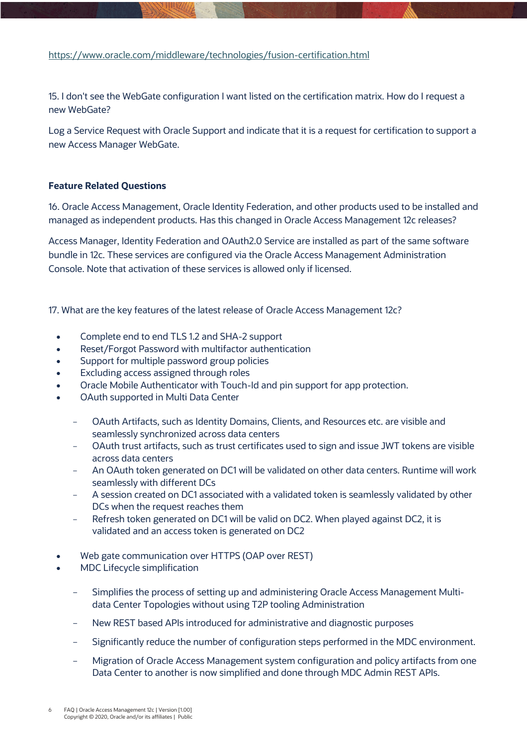https://www.oracle.com/middleware/technologies/fusion-certification.html

15. I don't see the WebGate configuration I want listed on the certification matrix. How do I request a new WebGate?

Log a Service Request with Oracle Support and indicate that it is a request for certification to support a new Access Manager WebGate.

**Feature Related Questions**

16. Oracle Access Management, Oracle Identity Federation, and other products used to be installed and managed as independent products. Has this changed in Oracle Access Management 12c releases?

Access Manager, Identity Federation and OAuth2.0 Service are installed as part of the same software bundle in 12c. These services are configured via the Oracle Access Management Administration Console. Note that activation of these services is allowed only if licensed.

17. What are the key features of the latest release of Oracle Access Management 12c?

- Complete end to end TLS 1.2 and SHA-2 support
- Reset/Forgot Password with multifactor authentication
- Support for multiple password group policies
- Excluding access assigned through roles
- Oracle Mobile Authenticator with Touch-Id and pin support for app protection.
- OAuth supported in Multi Data Center
  - OAuth Artifacts, such as Identity Domains, Clients, and Resources etc. are visible and seamlessly synchronized across data centers
  - OAuth trust artifacts, such as trust certificates used to sign and issue JWT tokens are visible across data centers
  - An OAuth token generated on DC1 will be validated on other data centers. Runtime will work seamlessly with different DCs
  - A session created on DC1 associated with a validated token is seamlessly validated by other DCs when the request reaches them
  - Refresh token generated on DC1 will be valid on DC2. When played against DC2, it is validated and an access token is generated on DC2
- Web gate communication over HTTPS (OAP over REST)
- MDC Lifecycle simplification
  - Simplifies the process of setting up and administering Oracle Access Management Multi-data Center Topologies without using T2P tooling Administration
  - New REST based APIs introduced for administrative and diagnostic purposes
  - Significantly reduce the number of configuration steps performed in the MDC environment.
  - Migration of Oracle Access Management system configuration and policy artifacts from one Data Center to another is now simplified and done through MDC Admin REST APIs.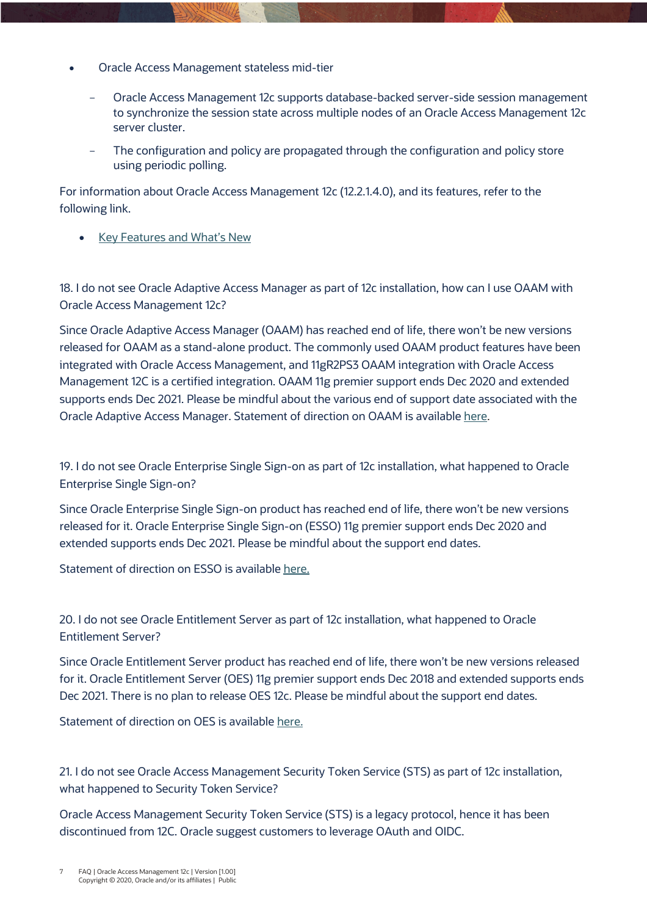- Oracle Access Management stateless mid-tier
  - Oracle Access Management 12c supports database-backed server-side session management to synchronize the session state across multiple nodes of an Oracle Access Management 12c server cluster.
  - The configuration and policy are propagated through the configuration and policy store using periodic polling.

For information about Oracle Access Management 12c (12.2.1.4.0), and its features, refer to the following link.

- Key Features and What's New

18. I do not see Oracle Adaptive Access Manager as part of 12c installation, how can I use OAAM with Oracle Access Management 12c?

Since Oracle Adaptive Access Manager (OAAM) has reached end of life, there won't be new versions released for OAAM as a stand-alone product. The commonly used OAAM product features have been integrated with Oracle Access Management, and 11gR2PS3 OAAM integration with Oracle Access Management 12C is a certified integration. OAAM 11g premier support ends Dec 2020 and extended supports ends Dec 2021. Please be mindful about the various end of support date associated with the Oracle Adaptive Access Manager. Statement of direction on OAAM is available here.

19. I do not see Oracle Enterprise Single Sign-on as part of 12c installation, what happened to Oracle Enterprise Single Sign-on?

Since Oracle Enterprise Single Sign-on product has reached end of life, there won't be new versions released for it. Oracle Enterprise Single Sign-on (ESSO) 11g premier support ends Dec 2020 and extended supports ends Dec 2021. Please be mindful about the support end dates.

Statement of direction on ESSO is available here.

20. I do not see Oracle Entitlement Server as part of 12c installation, what happened to Oracle Entitlement Server?

Since Oracle Entitlement Server product has reached end of life, there won't be new versions released for it. Oracle Entitlement Server (OES) 11g premier support ends Dec 2018 and extended supports ends Dec 2021. There is no plan to release OES 12c. Please be mindful about the support end dates.

Statement of direction on OES is available here.

21. I do not see Oracle Access Management Security Token Service (STS) as part of 12c installation, what happened to Security Token Service?

Oracle Access Management Security Token Service (STS) is a legacy protocol, hence it has been discontinued from 12C. Oracle suggest customers to leverage OAuth and OIDC.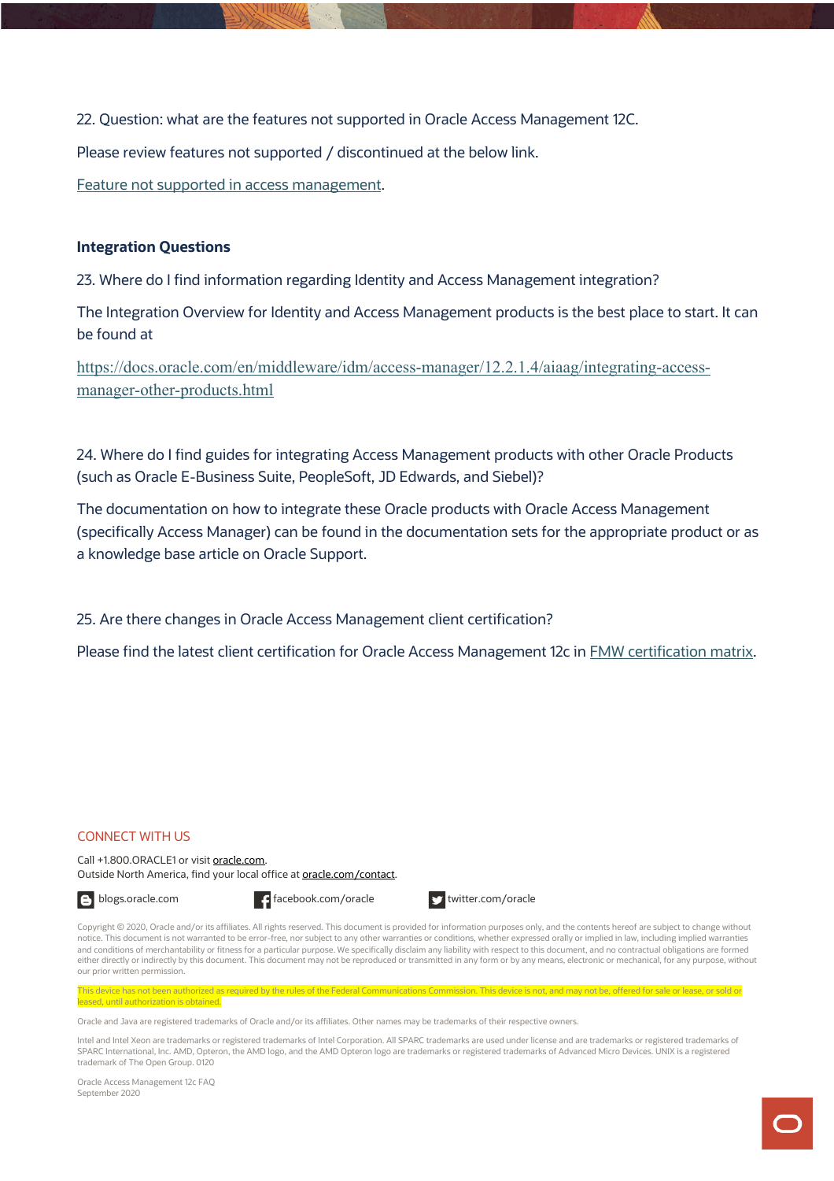22. Question: what are the features not supported in Oracle Access Management 12C.

Please review features not supported / discontinued at the below link.

Feature not supported in access management.

**Integration Questions**

23. Where do I find information regarding Identity and Access Management integration?

The Integration Overview for Identity and Access Management products is the best place to start. It can be found at

https://docs.oracle.com/en/middleware/idm/access-manager/12.2.1.4/aiaag/integrating-access-manager-other-products.html

24. Where do I find guides for integrating Access Management products with other Oracle Products (such as Oracle E-Business Suite, PeopleSoft, JD Edwards, and Siebel)?

The documentation on how to integrate these Oracle products with Oracle Access Management (specifically Access Manager) can be found in the documentation sets for the appropriate product or as a knowledge base article on Oracle Support.

25. Are there changes in Oracle Access Management client certification?

Please find the latest client certification for Oracle Access Management 12c in FMW certification matrix.

CONNECT WITH US

Call +1.800.ORACLE1 or visit oracle.com.
Outside North America, find your local office at oracle.com/contact.

blogs.oracle.com facebook.com/oracle twitter.com/oracle

Copyright © 2020, Oracle and/or its affiliates. All rights reserved. This document is provided for information purposes only, and the contents hereof are subject to change without notice. This document is not warranted to be error-free, nor subject to any other warranties or conditions, whether expressed orally or implied in law, including implied warranties and conditions of merchantability or fitness for a particular purpose. We specifically disclaim any liability with respect to this document, and no contractual obligations are formed either directly or indirectly by this document. This document may not be reproduced or transmitted in any form or by any means, electronic or mechanical, for any purpose, without our prior written permission.

This device has not been authorized as required by the rules of the Federal Communications Commission. This device is not, and may not be, offered for sale or lease, or sold or leased, until authorization is obtained.

Oracle and Java are registered trademarks of Oracle and/or its affiliates. Other names may be trademarks of their respective owners.

Intel and Intel Xeon are trademarks or registered trademarks of Intel Corporation. All SPARC trademarks are used under license and are trademarks or registered trademarks of SPARC International, Inc. AMD, Opteron, the AMD logo, and the AMD Opteron logo are trademarks or registered trademarks of Advanced Micro Devices. UNIX is a registered trademark of The Open Group. 0120

Oracle Access Management 12c FAQ
September 2020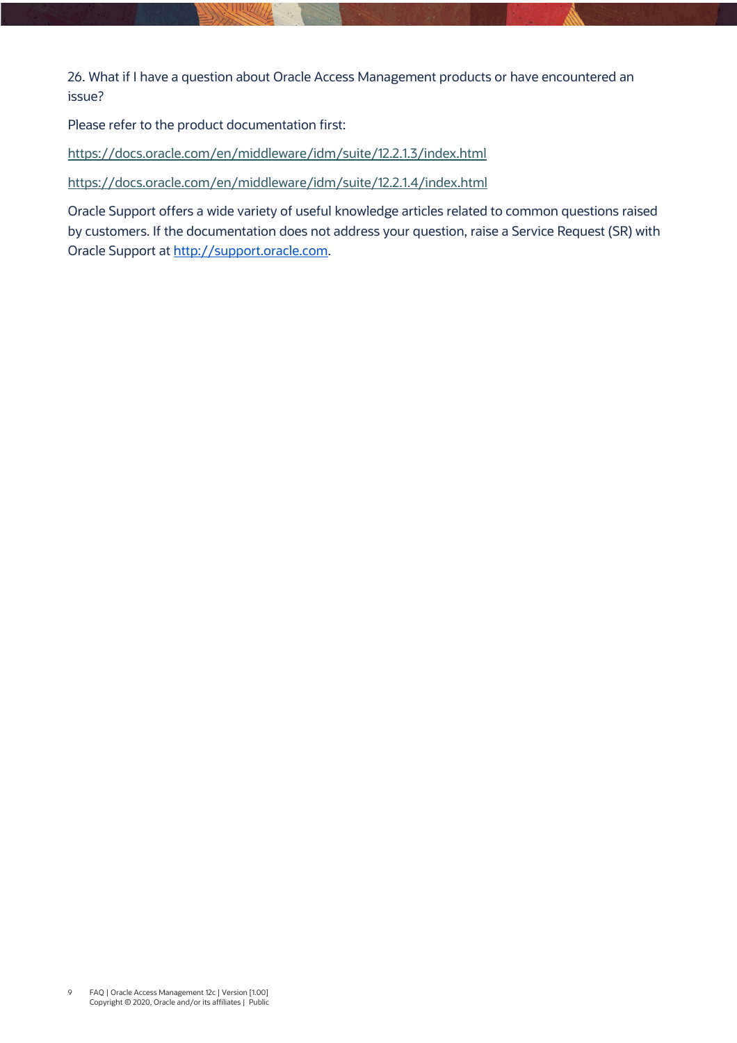26. What if I have a question about Oracle Access Management products or have encountered an issue?

Please refer to the product documentation first:

https://docs.oracle.com/en/middleware/idm/suite/12.2.1.3/index.html

https://docs.oracle.com/en/middleware/idm/suite/12.2.1.4/index.html

Oracle Support offers a wide variety of useful knowledge articles related to common questions raised by customers. If the documentation does not address your question, raise a Service Request (SR) with Oracle Support at http://support.oracle.com.